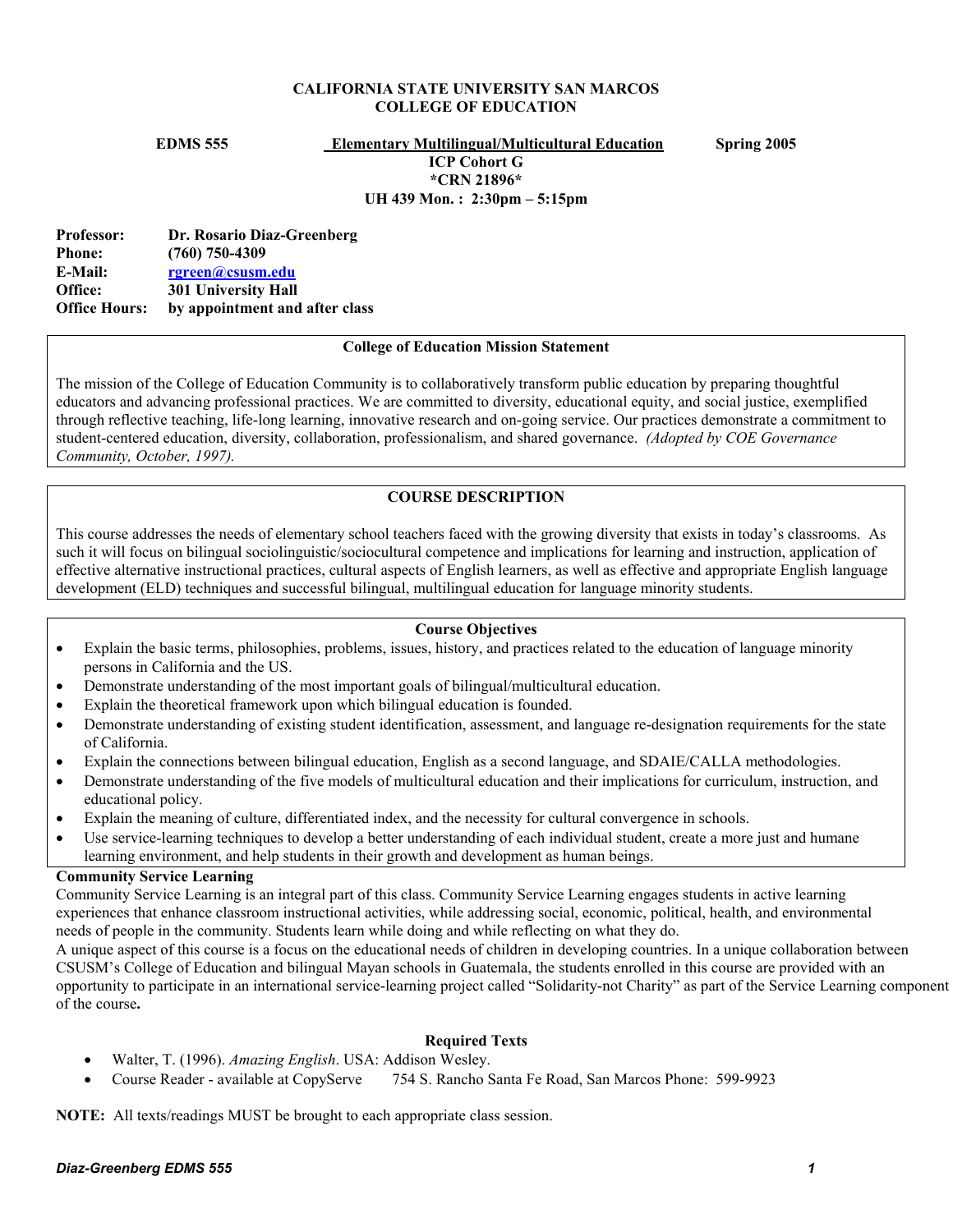**CALIFORNIA STATE UNIVERSITY SAN MARCOS**
**COLLEGE OF EDUCATION**

**EDMS 555** **Elementary Multilingual/Multicultural Education** **Spring 2005**
**ICP Cohort G**
**\*CRN 21896\***
**UH 439 Mon. : 2:30pm – 5:15pm**

**Professor:** **Dr. Rosario Diaz-Greenberg**
**Phone:** **(760) 750-4309**
**E-Mail:** **rgreen@csusm.edu**
**Office:** **301 University Hall**
**Office Hours:** **by appointment and after class**

## College of Education Mission Statement

The mission of the College of Education Community is to collaboratively transform public education by preparing thoughtful educators and advancing professional practices. We are committed to diversity, educational equity, and social justice, exemplified through reflective teaching, life-long learning, innovative research and on-going service. Our practices demonstrate a commitment to student-centered education, diversity, collaboration, professionalism, and shared governance. *(Adopted by COE Governance Community, October, 1997).*

## COURSE DESCRIPTION

This course addresses the needs of elementary school teachers faced with the growing diversity that exists in today's classrooms. As such it will focus on bilingual sociolinguistic/sociocultural competence and implications for learning and instruction, application of effective alternative instructional practices, cultural aspects of English learners, as well as effective and appropriate English language development (ELD) techniques and successful bilingual, multilingual education for language minority students.

## Course Objectives

- Explain the basic terms, philosophies, problems, issues, history, and practices related to the education of language minority persons in California and the US.
- Demonstrate understanding of the most important goals of bilingual/multicultural education.
- Explain the theoretical framework upon which bilingual education is founded.
- Demonstrate understanding of existing student identification, assessment, and language re-designation requirements for the state of California.
- Explain the connections between bilingual education, English as a second language, and SDAIE/CALLA methodologies.
- Demonstrate understanding of the five models of multicultural education and their implications for curriculum, instruction, and educational policy.
- Explain the meaning of culture, differentiated index, and the necessity for cultural convergence in schools.
- Use service-learning techniques to develop a better understanding of each individual student, create a more just and humane learning environment, and help students in their growth and development as human beings.

**Community Service Learning**

Community Service Learning is an integral part of this class. Community Service Learning engages students in active learning experiences that enhance classroom instructional activities, while addressing social, economic, political, health, and environmental needs of people in the community. Students learn while doing and while reflecting on what they do.

A unique aspect of this course is a focus on the educational needs of children in developing countries. In a unique collaboration between CSUSM's College of Education and bilingual Mayan schools in Guatemala, the students enrolled in this course are provided with an opportunity to participate in an international service-learning project called "Solidarity-not Charity" as part of the Service Learning component of the course**.**

## Required Texts

- Walter, T. (1996). *Amazing English*. USA: Addison Wesley.
- Course Reader - available at CopyServe 754 S. Rancho Santa Fe Road, San Marcos Phone: 599-9923

**NOTE:** All texts/readings MUST be brought to each appropriate class session.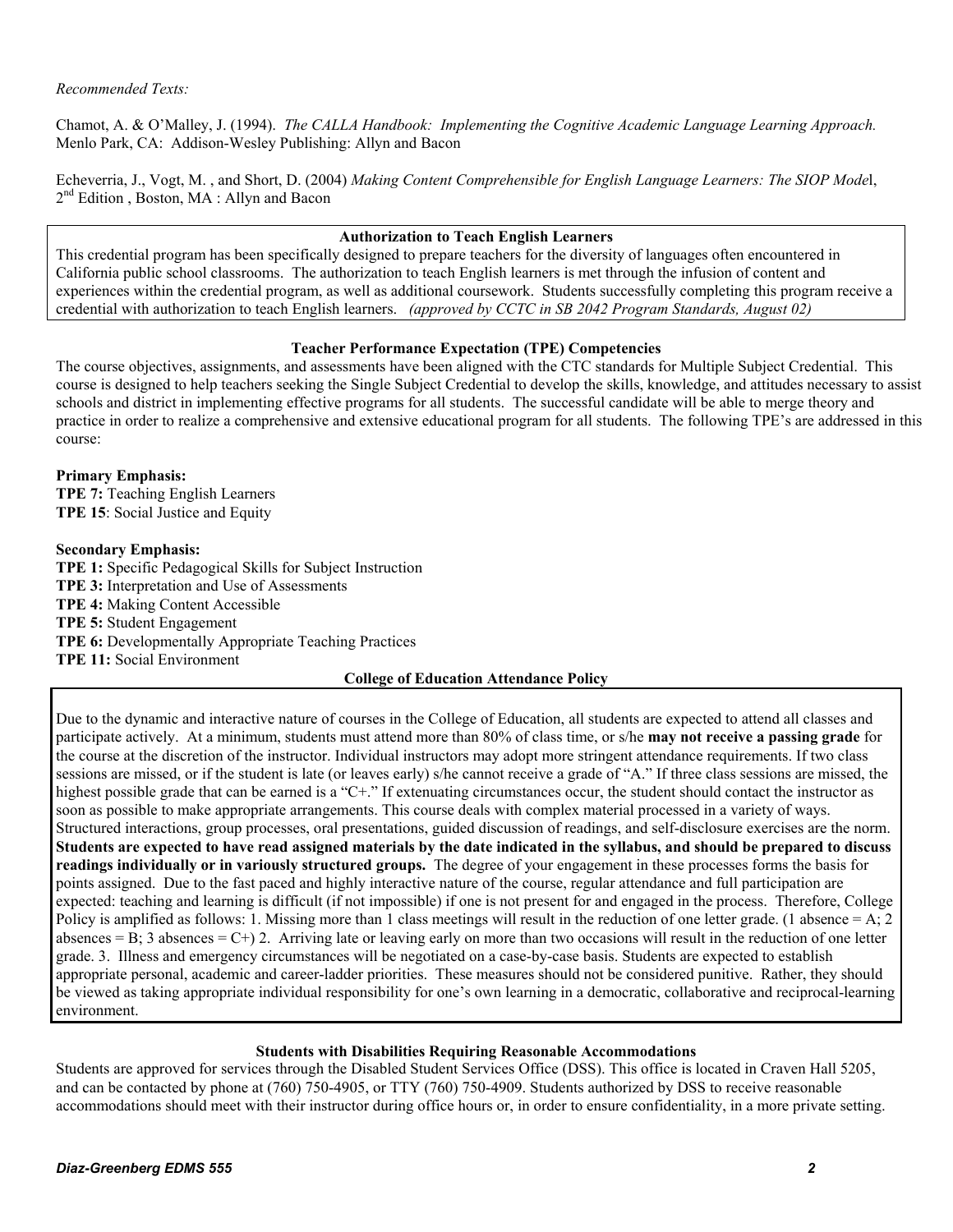*Recommended Texts:*

Chamot, A. & O'Malley, J. (1994). *The CALLA Handbook: Implementing the Cognitive Academic Language Learning Approach.* Menlo Park, CA: Addison-Wesley Publishing: Allyn and Bacon

Echeverria, J., Vogt, M. , and Short, D. (2004) *Making Content Comprehensible for English Language Learners: The SIOP Mode*l, 2nd Edition , Boston, MA : Allyn and Bacon

### Authorization to Teach English Learners

This credential program has been specifically designed to prepare teachers for the diversity of languages often encountered in California public school classrooms. The authorization to teach English learners is met through the infusion of content and experiences within the credential program, as well as additional coursework. Students successfully completing this program receive a credential with authorization to teach English learners. *(approved by CCTC in SB 2042 Program Standards, August 02)*

### Teacher Performance Expectation (TPE) Competencies

The course objectives, assignments, and assessments have been aligned with the CTC standards for Multiple Subject Credential. This course is designed to help teachers seeking the Single Subject Credential to develop the skills, knowledge, and attitudes necessary to assist schools and district in implementing effective programs for all students. The successful candidate will be able to merge theory and practice in order to realize a comprehensive and extensive educational program for all students. The following TPE's are addressed in this course:

**Primary Emphasis:**
**TPE 7:** Teaching English Learners
**TPE 15**: Social Justice and Equity

**Secondary Emphasis:**
**TPE 1:** Specific Pedagogical Skills for Subject Instruction
**TPE 3:** Interpretation and Use of Assessments
**TPE 4:** Making Content Accessible
**TPE 5:** Student Engagement
**TPE 6:** Developmentally Appropriate Teaching Practices
**TPE 11:** Social Environment

### College of Education Attendance Policy

Due to the dynamic and interactive nature of courses in the College of Education, all students are expected to attend all classes and participate actively. At a minimum, students must attend more than 80% of class time, or s/he **may not receive a passing grade** for the course at the discretion of the instructor. Individual instructors may adopt more stringent attendance requirements. If two class sessions are missed, or if the student is late (or leaves early) s/he cannot receive a grade of "A." If three class sessions are missed, the highest possible grade that can be earned is a "C+." If extenuating circumstances occur, the student should contact the instructor as soon as possible to make appropriate arrangements. This course deals with complex material processed in a variety of ways. Structured interactions, group processes, oral presentations, guided discussion of readings, and self-disclosure exercises are the norm. **Students are expected to have read assigned materials by the date indicated in the syllabus, and should be prepared to discuss readings individually or in variously structured groups.** The degree of your engagement in these processes forms the basis for points assigned. Due to the fast paced and highly interactive nature of the course, regular attendance and full participation are expected: teaching and learning is difficult (if not impossible) if one is not present for and engaged in the process. Therefore, College Policy is amplified as follows: 1. Missing more than 1 class meetings will result in the reduction of one letter grade. (1 absence = A; 2 absences = B; 3 absences = C+) 2. Arriving late or leaving early on more than two occasions will result in the reduction of one letter grade. 3. Illness and emergency circumstances will be negotiated on a case-by-case basis. Students are expected to establish appropriate personal, academic and career-ladder priorities. These measures should not be considered punitive. Rather, they should be viewed as taking appropriate individual responsibility for one's own learning in a democratic, collaborative and reciprocal-learning environment.

### Students with Disabilities Requiring Reasonable Accommodations

Students are approved for services through the Disabled Student Services Office (DSS). This office is located in Craven Hall 5205, and can be contacted by phone at (760) 750-4905, or TTY (760) 750-4909. Students authorized by DSS to receive reasonable accommodations should meet with their instructor during office hours or, in order to ensure confidentiality, in a more private setting.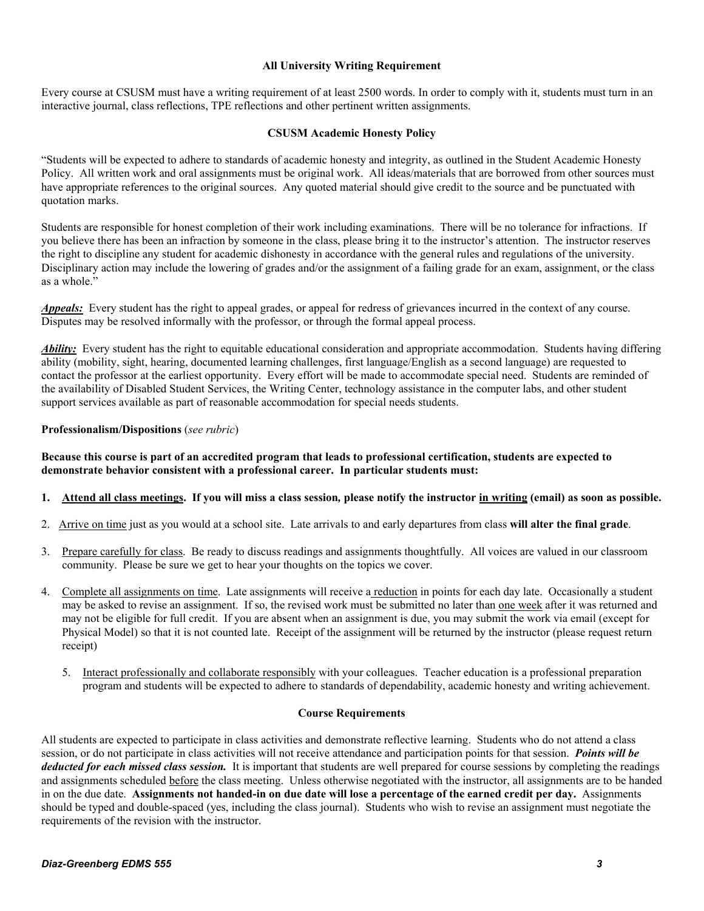### All University Writing Requirement

Every course at CSUSM must have a writing requirement of at least 2500 words. In order to comply with it, students must turn in an interactive journal, class reflections, TPE reflections and other pertinent written assignments.

### CSUSM Academic Honesty Policy

"Students will be expected to adhere to standards of academic honesty and integrity, as outlined in the Student Academic Honesty Policy. All written work and oral assignments must be original work. All ideas/materials that are borrowed from other sources must have appropriate references to the original sources. Any quoted material should give credit to the source and be punctuated with quotation marks.

Students are responsible for honest completion of their work including examinations. There will be no tolerance for infractions. If you believe there has been an infraction by someone in the class, please bring it to the instructor's attention. The instructor reserves the right to discipline any student for academic dishonesty in accordance with the general rules and regulations of the university. Disciplinary action may include the lowering of grades and/or the assignment of a failing grade for an exam, assignment, or the class as a whole."

***Appeals:*** Every student has the right to appeal grades, or appeal for redress of grievances incurred in the context of any course. Disputes may be resolved informally with the professor, or through the formal appeal process.

***Ability:*** Every student has the right to equitable educational consideration and appropriate accommodation. Students having differing ability (mobility, sight, hearing, documented learning challenges, first language/English as a second language) are requested to contact the professor at the earliest opportunity. Every effort will be made to accommodate special need. Students are reminded of the availability of Disabled Student Services, the Writing Center, technology assistance in the computer labs, and other student support services available as part of reasonable accommodation for special needs students.

**Professionalism/Dispositions** (*see rubric*)

**Because this course is part of an accredited program that leads to professional certification, students are expected to demonstrate behavior consistent with a professional career. In particular students must:**

1. **Attend all class meetings. If you will miss a class session, please notify the instructor in writing (email) as soon as possible.**
2. Arrive on time just as you would at a school site. Late arrivals to and early departures from class **will alter the final grade**.
3. Prepare carefully for class. Be ready to discuss readings and assignments thoughtfully. All voices are valued in our classroom community. Please be sure we get to hear your thoughts on the topics we cover.
4. Complete all assignments on time. Late assignments will receive a reduction in points for each day late. Occasionally a student may be asked to revise an assignment. If so, the revised work must be submitted no later than one week after it was returned and may not be eligible for full credit. If you are absent when an assignment is due, you may submit the work via email (except for Physical Model) so that it is not counted late. Receipt of the assignment will be returned by the instructor (please request return receipt)
5. Interact professionally and collaborate responsibly with your colleagues. Teacher education is a professional preparation program and students will be expected to adhere to standards of dependability, academic honesty and writing achievement.

### Course Requirements

All students are expected to participate in class activities and demonstrate reflective learning. Students who do not attend a class session, or do not participate in class activities will not receive attendance and participation points for that session. ***Points will be deducted for each missed class session.*** It is important that students are well prepared for course sessions by completing the readings and assignments scheduled before the class meeting. Unless otherwise negotiated with the instructor, all assignments are to be handed in on the due date. **Assignments not handed-in on due date will lose a percentage of the earned credit per day.** Assignments should be typed and double-spaced (yes, including the class journal). Students who wish to revise an assignment must negotiate the requirements of the revision with the instructor.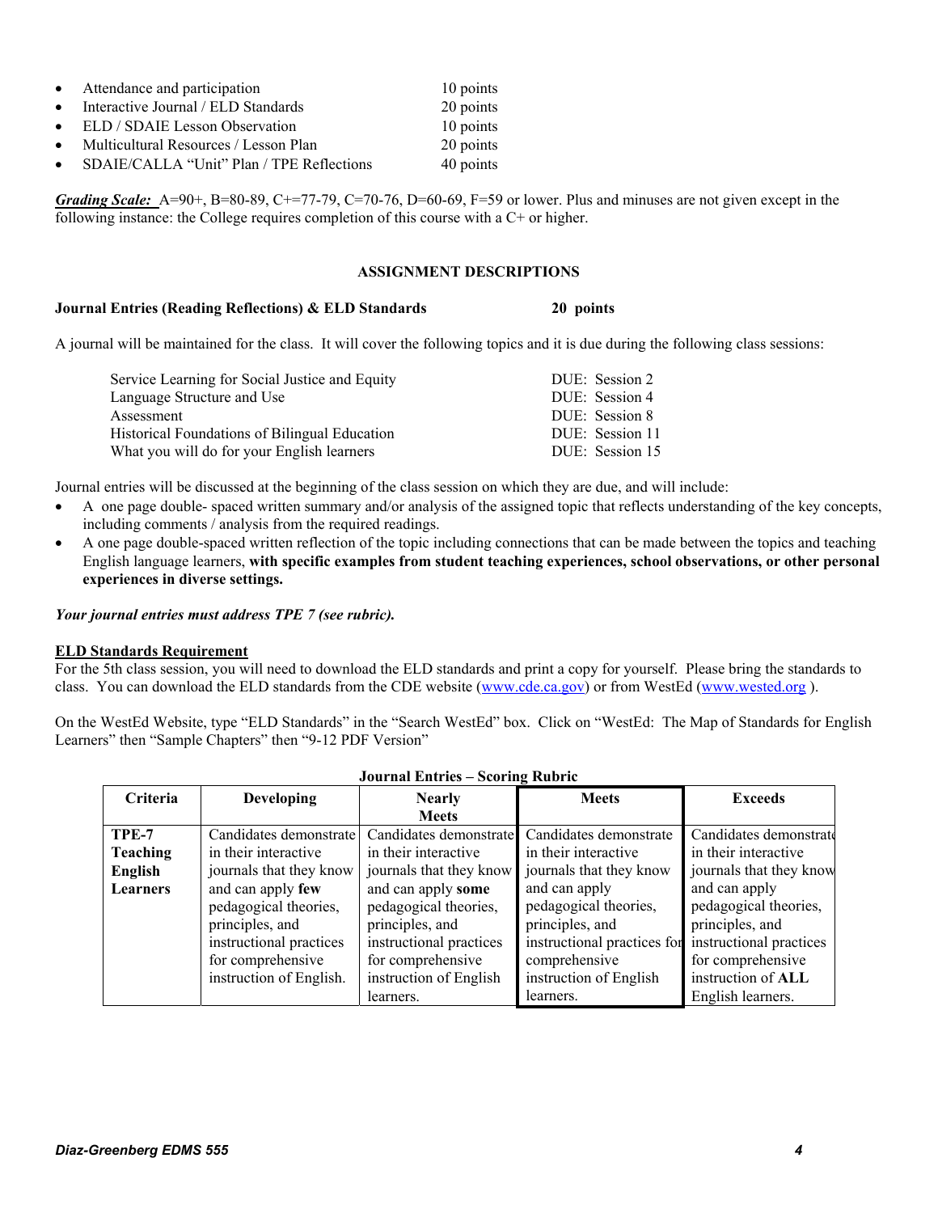- Attendance and participation 10 points
- Interactive Journal / ELD Standards 20 points
- ELD / SDAIE Lesson Observation 10 points
- Multicultural Resources / Lesson Plan 20 points
- SDAIE/CALLA "Unit" Plan / TPE Reflections 40 points

***Grading Scale:*** A=90+, B=80-89, C+=77-79, C=70-76, D=60-69, F=59 or lower. Plus and minuses are not given except in the following instance: the College requires completion of this course with a C+ or higher.

## ASSIGNMENT DESCRIPTIONS

**Journal Entries (Reading Reflections) & ELD Standards 20 points**

A journal will be maintained for the class. It will cover the following topics and it is due during the following class sessions:

| | |
|---|---|
| Service Learning for Social Justice and Equity | DUE: Session 2 |
| Language Structure and Use | DUE: Session 4 |
| Assessment | DUE: Session 8 |
| Historical Foundations of Bilingual Education | DUE: Session 11 |
| What you will do for your English learners | DUE: Session 15 |

Journal entries will be discussed at the beginning of the class session on which they are due, and will include:

- A one page double- spaced written summary and/or analysis of the assigned topic that reflects understanding of the key concepts, including comments / analysis from the required readings.
- A one page double-spaced written reflection of the topic including connections that can be made between the topics and teaching English language learners, **with specific examples from student teaching experiences, school observations, or other personal experiences in diverse settings.**

***Your journal entries must address TPE 7 (see rubric).***

**ELD Standards Requirement**

For the 5th class session, you will need to download the ELD standards and print a copy for yourself. Please bring the standards to class. You can download the ELD standards from the CDE website (www.cde.ca.gov) or from WestEd (www.wested.org ).

On the WestEd Website, type "ELD Standards" in the "Search WestEd" box. Click on "WestEd: The Map of Standards for English Learners" then "Sample Chapters" then "9-12 PDF Version"

**Journal Entries – Scoring Rubric**

| Criteria | Developing | Nearly Meets | Meets | Exceeds |
|---|---|---|---|---|
| **TPE-7 Teaching English Learners** | Candidates demonstrate in their interactive journals that they know and can apply **few** pedagogical theories, principles, and instructional practices for comprehensive instruction of English. | Candidates demonstrate in their interactive journals that they know and can apply **some** pedagogical theories, principles, and instructional practices for comprehensive instruction of English learners. | Candidates demonstrate in their interactive journals that they know and can apply pedagogical theories, principles, and instructional practices for comprehensive instruction of English learners. | Candidates demonstrate in their interactive journals that they know and can apply pedagogical theories, principles, and instructional practices for comprehensive instruction of **ALL** English learners. |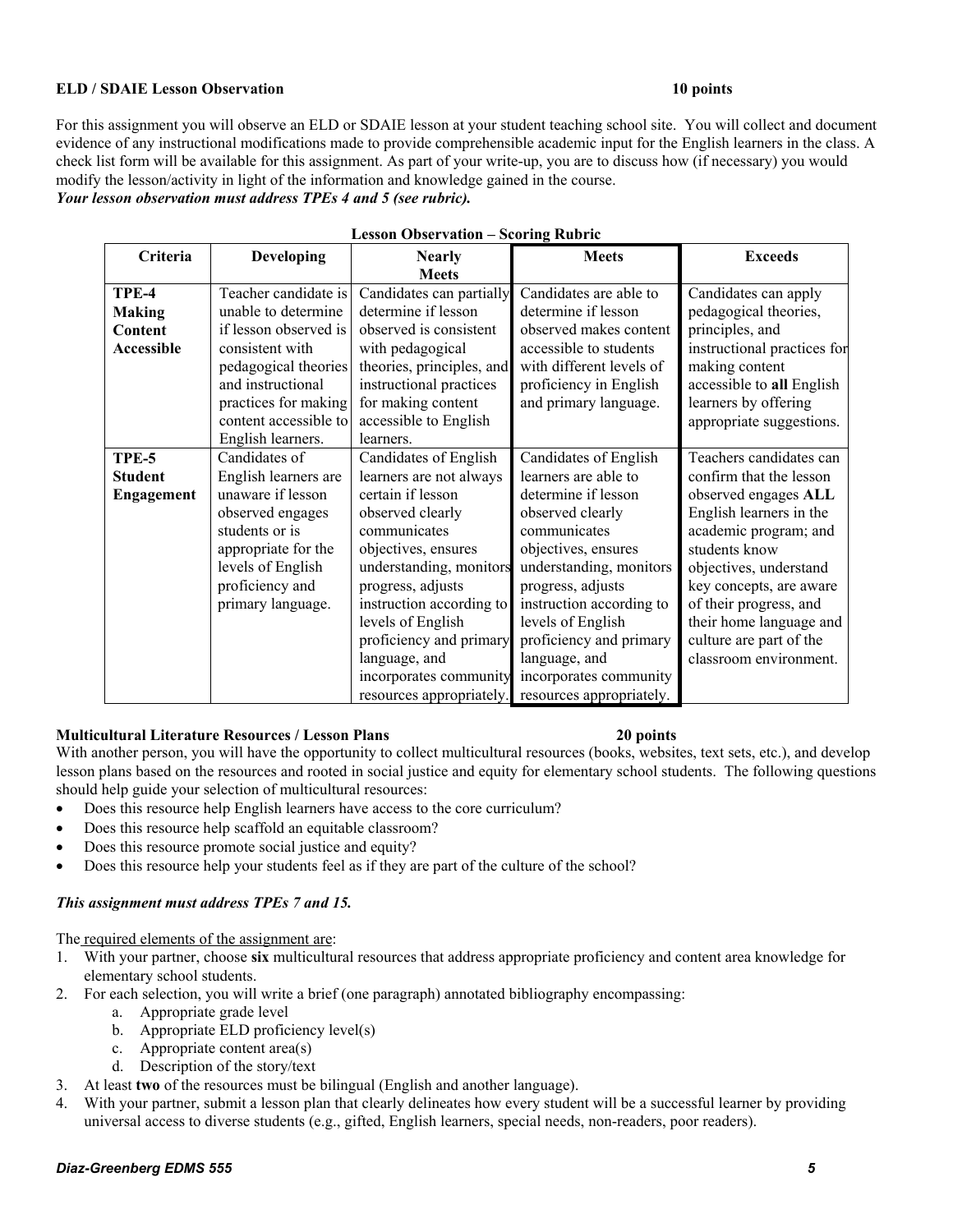**ELD / SDAIE Lesson Observation** **10 points**

For this assignment you will observe an ELD or SDAIE lesson at your student teaching school site. You will collect and document evidence of any instructional modifications made to provide comprehensible academic input for the English learners in the class. A check list form will be available for this assignment. As part of your write-up, you are to discuss how (if necessary) you would modify the lesson/activity in light of the information and knowledge gained in the course.
***Your lesson observation must address TPEs 4 and 5 (see rubric).***

**Lesson Observation – Scoring Rubric**

| Criteria | Developing | Nearly Meets | Meets | Exceeds |
|---|---|---|---|---|
| **TPE-4 Making Content Accessible** | Teacher candidate is unable to determine if lesson observed is consistent with pedagogical theories and instructional practices for making content accessible to English learners. | Candidates can partially determine if lesson observed is consistent with pedagogical theories, principles, and instructional practices for making content accessible to English learners. | Candidates are able to determine if lesson observed makes content accessible to students with different levels of proficiency in English and primary language. | Candidates can apply pedagogical theories, principles, and instructional practices for making content accessible to **all** English learners by offering appropriate suggestions. |
| **TPE-5 Student Engagement** | Candidates of English learners are unaware if lesson observed engages students or is appropriate for the levels of English proficiency and primary language. | Candidates of English learners are not always certain if lesson observed clearly communicates objectives, ensures understanding, monitors progress, adjusts instruction according to levels of English proficiency and primary language, and incorporates community resources appropriately. | Candidates of English learners are able to determine if lesson observed clearly communicates objectives, ensures understanding, monitors progress, adjusts instruction according to levels of English proficiency and primary language, and incorporates community resources appropriately. | Teachers candidates can confirm that the lesson observed engages **ALL** English learners in the academic program; and students know objectives, understand key concepts, are aware of their progress, and their home language and culture are part of the classroom environment. |

**Multicultural Literature Resources / Lesson Plans** **20 points**
With another person, you will have the opportunity to collect multicultural resources (books, websites, text sets, etc.), and develop lesson plans based on the resources and rooted in social justice and equity for elementary school students. The following questions should help guide your selection of multicultural resources:

- Does this resource help English learners have access to the core curriculum?
- Does this resource help scaffold an equitable classroom?
- Does this resource promote social justice and equity?
- Does this resource help your students feel as if they are part of the culture of the school?

***This assignment must address TPEs 7 and 15.***

The required elements of the assignment are:

1. With your partner, choose **six** multicultural resources that address appropriate proficiency and content area knowledge for elementary school students.
2. For each selection, you will write a brief (one paragraph) annotated bibliography encompassing:
   a. Appropriate grade level
   b. Appropriate ELD proficiency level(s)
   c. Appropriate content area(s)
   d. Description of the story/text
3. At least **two** of the resources must be bilingual (English and another language).
4. With your partner, submit a lesson plan that clearly delineates how every student will be a successful learner by providing universal access to diverse students (e.g., gifted, English learners, special needs, non-readers, poor readers).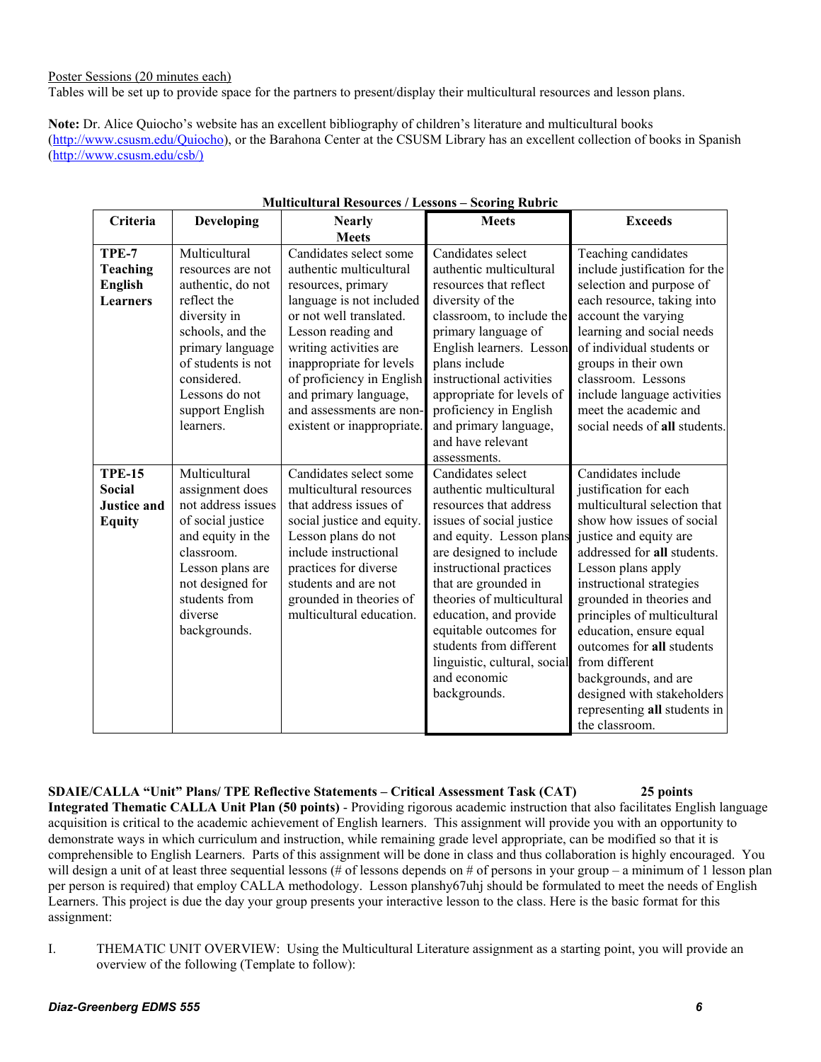Poster Sessions (20 minutes each)
Tables will be set up to provide space for the partners to present/display their multicultural resources and lesson plans.

**Note:** Dr. Alice Quiocho's website has an excellent bibliography of children's literature and multicultural books (http://www.csusm.edu/Quiocho), or the Barahona Center at the CSUSM Library has an excellent collection of books in Spanish (http://www.csusm.edu/csb/)

**Multicultural Resources / Lessons – Scoring Rubric**

| Criteria | Developing | Nearly Meets | Meets | Exceeds |
|---|---|---|---|---|
| **TPE-7 Teaching English Learners** | Multicultural resources are not authentic, do not reflect the diversity in schools, and the primary language of students is not considered. Lessons do not support English learners. | Candidates select some authentic multicultural resources, primary language is not included or not well translated. Lesson reading and writing activities are inappropriate for levels of proficiency in English and primary language, and assessments are non-existent or inappropriate. | Candidates select authentic multicultural resources that reflect diversity of the classroom, to include the primary language of English learners. Lesson plans include instructional activities appropriate for levels of proficiency in English and primary language, and have relevant assessments. | Teaching candidates include justification for the selection and purpose of each resource, taking into account the varying learning and social needs of individual students or groups in their own classroom. Lessons include language activities meet the academic and social needs of **all** students. |
| **TPE-15 Social Justice and Equity** | Multicultural assignment does not address issues of social justice and equity in the classroom. Lesson plans are not designed for students from diverse backgrounds. | Candidates select some multicultural resources that address issues of social justice and equity. Lesson plans do not include instructional practices for diverse students and are not grounded in theories of multicultural education. | Candidates select authentic multicultural resources that address issues of social justice and equity. Lesson plans are designed to include instructional practices that are grounded in theories of multicultural education, and provide equitable outcomes for students from different linguistic, cultural, social and economic backgrounds. | Candidates include justification for each multicultural selection that show how issues of social justice and equity are addressed for **all** students. Lesson plans apply instructional strategies grounded in theories and principles of multicultural education, ensure equal outcomes for **all** students from different backgrounds, and are designed with stakeholders representing **all** students in the classroom. |

**SDAIE/CALLA "Unit" Plans/ TPE Reflective Statements – Critical Assessment Task (CAT) 25 points**

**Integrated Thematic CALLA Unit Plan (50 points)** - Providing rigorous academic instruction that also facilitates English language acquisition is critical to the academic achievement of English learners. This assignment will provide you with an opportunity to demonstrate ways in which curriculum and instruction, while remaining grade level appropriate, can be modified so that it is comprehensible to English Learners. Parts of this assignment will be done in class and thus collaboration is highly encouraged. You will design a unit of at least three sequential lessons (# of lessons depends on # of persons in your group – a minimum of 1 lesson plan per person is required) that employ CALLA methodology. Lesson planshy67uhj should be formulated to meet the needs of English Learners. This project is due the day your group presents your interactive lesson to the class. Here is the basic format for this assignment:

I. THEMATIC UNIT OVERVIEW: Using the Multicultural Literature assignment as a starting point, you will provide an overview of the following (Template to follow):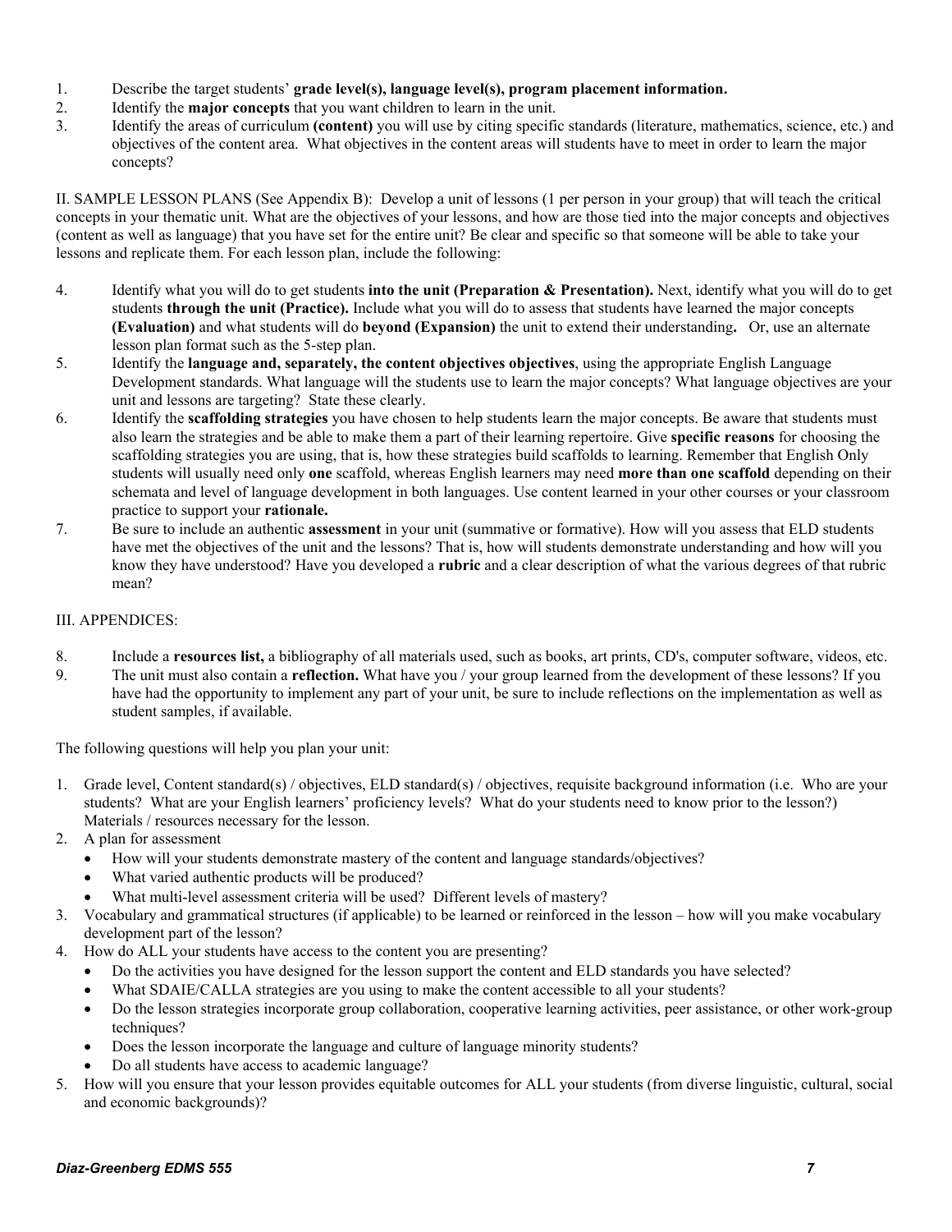1. Describe the target students' **grade level(s), language level(s), program placement information.**
2. Identify the **major concepts** that you want children to learn in the unit.
3. Identify the areas of curriculum **(content)** you will use by citing specific standards (literature, mathematics, science, etc.) and objectives of the content area. What objectives in the content areas will students have to meet in order to learn the major concepts?

II. SAMPLE LESSON PLANS (See Appendix B): Develop a unit of lessons (1 per person in your group) that will teach the critical concepts in your thematic unit. What are the objectives of your lessons, and how are those tied into the major concepts and objectives (content as well as language) that you have set for the entire unit? Be clear and specific so that someone will be able to take your lessons and replicate them. For each lesson plan, include the following:

4. Identify what you will do to get students **into the unit (Preparation & Presentation).** Next, identify what you will do to get students **through the unit (Practice).** Include what you will do to assess that students have learned the major concepts **(Evaluation)** and what students will do **beyond (Expansion)** the unit to extend their understanding**.** Or, use an alternate lesson plan format such as the 5-step plan.
5. Identify the **language and, separately, the content objectives objectives**, using the appropriate English Language Development standards. What language will the students use to learn the major concepts? What language objectives are your unit and lessons are targeting? State these clearly.
6. Identify the **scaffolding strategies** you have chosen to help students learn the major concepts. Be aware that students must also learn the strategies and be able to make them a part of their learning repertoire. Give **specific reasons** for choosing the scaffolding strategies you are using, that is, how these strategies build scaffolds to learning. Remember that English Only students will usually need only **one** scaffold, whereas English learners may need **more than one scaffold** depending on their schemata and level of language development in both languages. Use content learned in your other courses or your classroom practice to support your **rationale.**
7. Be sure to include an authentic **assessment** in your unit (summative or formative). How will you assess that ELD students have met the objectives of the unit and the lessons? That is, how will students demonstrate understanding and how will you know they have understood? Have you developed a **rubric** and a clear description of what the various degrees of that rubric mean?

III. APPENDICES:

8. Include a **resources list,** a bibliography of all materials used, such as books, art prints, CD's, computer software, videos, etc.
9. The unit must also contain a **reflection.** What have you / your group learned from the development of these lessons? If you have had the opportunity to implement any part of your unit, be sure to include reflections on the implementation as well as student samples, if available.

The following questions will help you plan your unit:

1. Grade level, Content standard(s) / objectives, ELD standard(s) / objectives, requisite background information (i.e. Who are your students? What are your English learners' proficiency levels? What do your students need to know prior to the lesson?) Materials / resources necessary for the lesson.
2. A plan for assessment
   - How will your students demonstrate mastery of the content and language standards/objectives?
   - What varied authentic products will be produced?
   - What multi-level assessment criteria will be used? Different levels of mastery?
3. Vocabulary and grammatical structures (if applicable) to be learned or reinforced in the lesson – how will you make vocabulary development part of the lesson?
4. How do ALL your students have access to the content you are presenting?
   - Do the activities you have designed for the lesson support the content and ELD standards you have selected?
   - What SDAIE/CALLA strategies are you using to make the content accessible to all your students?
   - Do the lesson strategies incorporate group collaboration, cooperative learning activities, peer assistance, or other work-group techniques?
   - Does the lesson incorporate the language and culture of language minority students?
   - Do all students have access to academic language?
5. How will you ensure that your lesson provides equitable outcomes for ALL your students (from diverse linguistic, cultural, social and economic backgrounds)?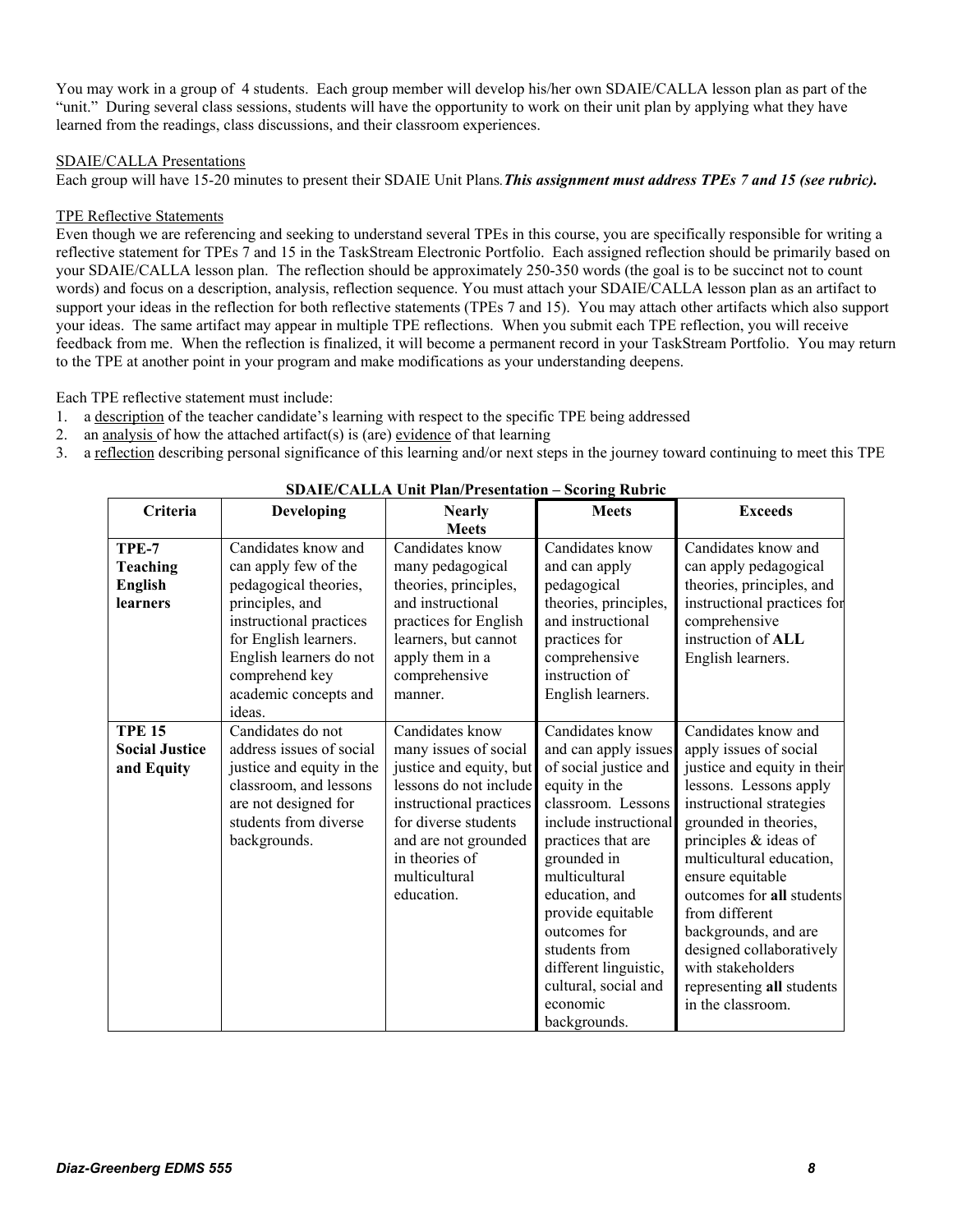You may work in a group of 4 students. Each group member will develop his/her own SDAIE/CALLA lesson plan as part of the "unit." During several class sessions, students will have the opportunity to work on their unit plan by applying what they have learned from the readings, class discussions, and their classroom experiences.

<u>SDAIE/CALLA Presentations</u>

Each group will have 15-20 minutes to present their SDAIE Unit Plans. ***This assignment must address TPEs 7 and 15 (see rubric).***

<u>TPE Reflective Statements</u>

Even though we are referencing and seeking to understand several TPEs in this course, you are specifically responsible for writing a reflective statement for TPEs 7 and 15 in the TaskStream Electronic Portfolio. Each assigned reflection should be primarily based on your SDAIE/CALLA lesson plan. The reflection should be approximately 250-350 words (the goal is to be succinct not to count words) and focus on a description, analysis, reflection sequence. You must attach your SDAIE/CALLA lesson plan as an artifact to support your ideas in the reflection for both reflective statements (TPEs 7 and 15). You may attach other artifacts which also support your ideas. The same artifact may appear in multiple TPE reflections. When you submit each TPE reflection, you will receive feedback from me. When the reflection is finalized, it will become a permanent record in your TaskStream Portfolio. You may return to the TPE at another point in your program and make modifications as your understanding deepens.

Each TPE reflective statement must include:

1. a <u>description</u> of the teacher candidate's learning with respect to the specific TPE being addressed
2. an <u>analysis</u> of how the attached artifact(s) is (are) <u>evidence</u> of that learning
3. a <u>reflection</u> describing personal significance of this learning and/or next steps in the journey toward continuing to meet this TPE

**SDAIE/CALLA Unit Plan/Presentation – Scoring Rubric**

| Criteria | Developing | Nearly Meets | Meets | Exceeds |
|---|---|---|---|---|
| **TPE-7 Teaching English learners** | Candidates know and can apply few of the pedagogical theories, principles, and instructional practices for English learners. English learners do not comprehend key academic concepts and ideas. | Candidates know many pedagogical theories, principles, and instructional practices for English learners, but cannot apply them in a comprehensive manner. | Candidates know and can apply pedagogical theories, principles, and instructional practices for comprehensive instruction of English learners. | Candidates know and can apply pedagogical theories, principles, and instructional practices for comprehensive instruction of **ALL** English learners. |
| **TPE 15 Social Justice and Equity** | Candidates do not address issues of social justice and equity in the classroom, and lessons are not designed for students from diverse backgrounds. | Candidates know many issues of social justice and equity, but lessons do not include instructional practices for diverse students and are not grounded in theories of multicultural education. | Candidates know and can apply issues of social justice and equity in the classroom. Lessons include instructional practices that are grounded in multicultural education, and provide equitable outcomes for students from different linguistic, cultural, social and economic backgrounds. | Candidates know and apply issues of social justice and equity in their lessons. Lessons apply instructional strategies grounded in theories, principles & ideas of multicultural education, ensure equitable outcomes for **all** students from different backgrounds, and are designed collaboratively with stakeholders representing **all** students in the classroom. |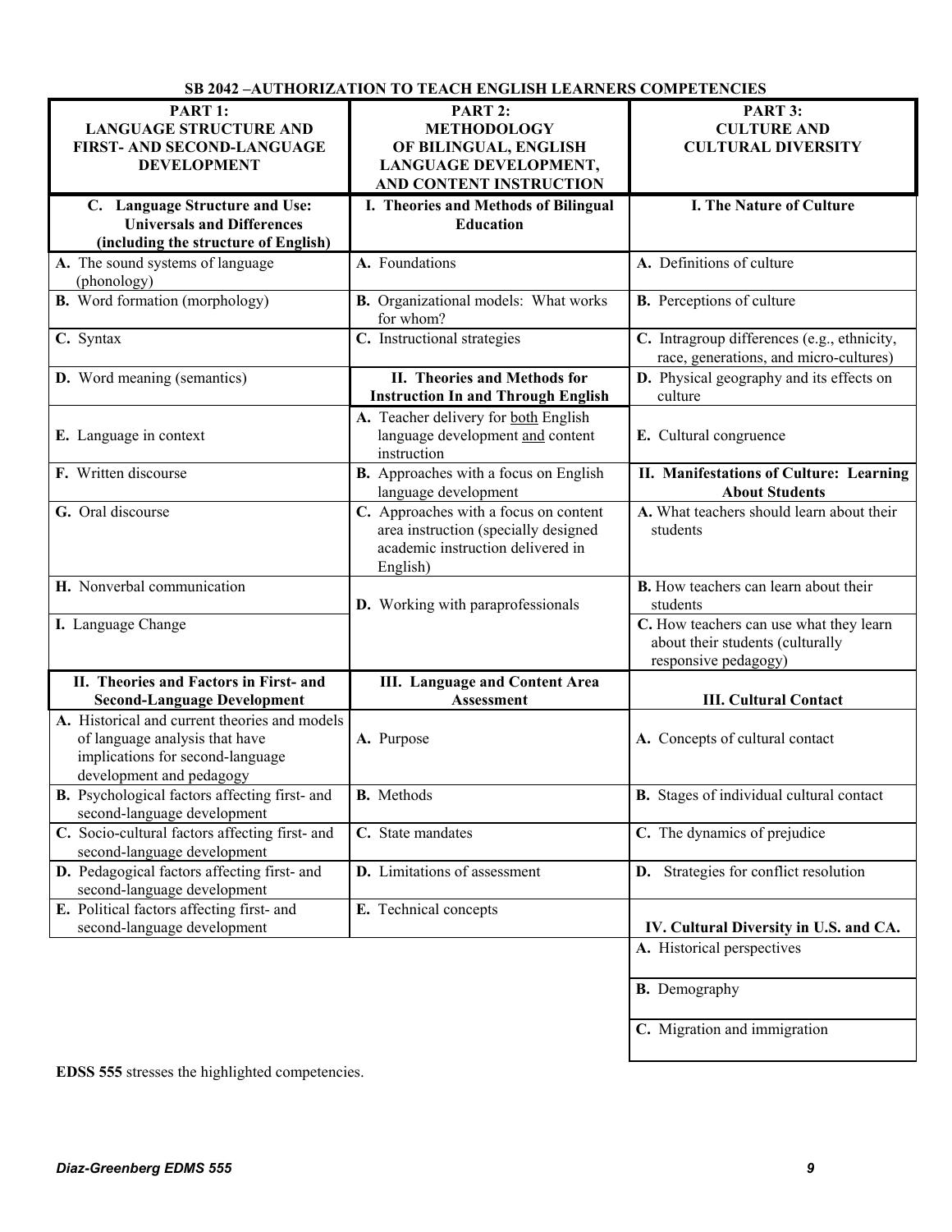**SB 2042 –AUTHORIZATION TO TEACH ENGLISH LEARNERS COMPETENCIES**

| PART 1: LANGUAGE STRUCTURE AND FIRST- AND SECOND-LANGUAGE DEVELOPMENT | PART 2: METHODOLOGY OF BILINGUAL, ENGLISH LANGUAGE DEVELOPMENT, AND CONTENT INSTRUCTION | PART 3: CULTURE AND CULTURAL DIVERSITY |
|---|---|---|
| **C. Language Structure and Use: Universals and Differences (including the structure of English)** | **I. Theories and Methods of Bilingual Education** | **I. The Nature of Culture** |
| **A.** The sound systems of language (phonology) | **A.** Foundations | **A.** Definitions of culture |
| **B.** Word formation (morphology) | **B.** Organizational models: What works for whom? | **B.** Perceptions of culture |
| **C.** Syntax | **C.** Instructional strategies | **C.** Intragroup differences (e.g., ethnicity, race, generations, and micro-cultures) |
| **D.** Word meaning (semantics) | **II. Theories and Methods for Instruction In and Through English** | **D.** Physical geography and its effects on culture |
| **E.** Language in context | **A.** Teacher delivery for both English language development and content instruction | **E.** Cultural congruence |
| **F.** Written discourse | **B.** Approaches with a focus on English language development | **II. Manifestations of Culture: Learning About Students** |
| **G.** Oral discourse | **C.** Approaches with a focus on content area instruction (specially designed academic instruction delivered in English) | **A.** What teachers should learn about their students |
| **H.** Nonverbal communication | **D.** Working with paraprofessionals | **B.** How teachers can learn about their students |
| **I.** Language Change | | **C.** How teachers can use what they learn about their students (culturally responsive pedagogy) |
| **II. Theories and Factors in First- and Second-Language Development** | **III. Language and Content Area Assessment** | **III. Cultural Contact** |
| **A.** Historical and current theories and models of language analysis that have implications for second-language development and pedagogy | **A.** Purpose | **A.** Concepts of cultural contact |
| **B.** Psychological factors affecting first- and second-language development | **B.** Methods | **B.** Stages of individual cultural contact |
| **C.** Socio-cultural factors affecting first- and second-language development | **C.** State mandates | **C.** The dynamics of prejudice |
| **D.** Pedagogical factors affecting first- and second-language development | **D.** Limitations of assessment | **D.** Strategies for conflict resolution |
| **E.** Political factors affecting first- and second-language development | **E.** Technical concepts | **IV. Cultural Diversity in U.S. and CA.** |
| | | **A.** Historical perspectives |
| | | **B.** Demography |
| | | **C.** Migration and immigration |

**EDSS 555** stresses the highlighted competencies.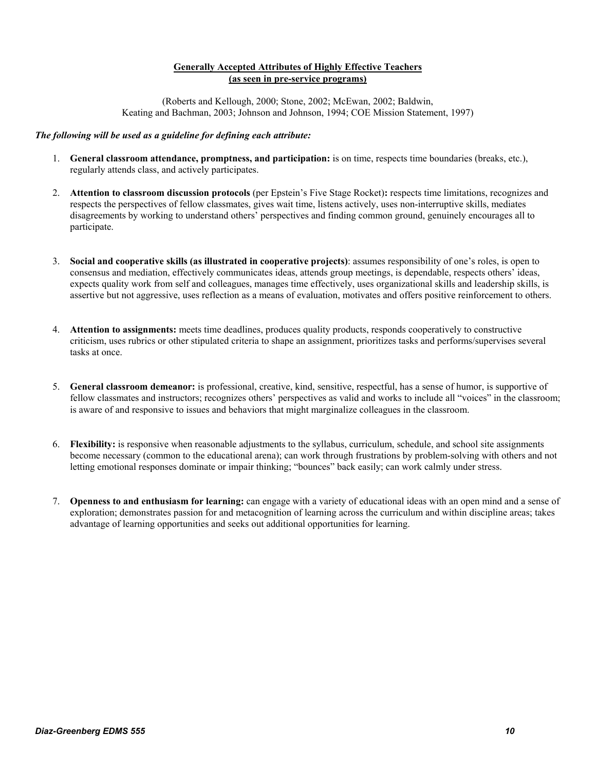## Generally Accepted Attributes of Highly Effective Teachers (as seen in pre-service programs)

(Roberts and Kellough, 2000; Stone, 2002; McEwan, 2002; Baldwin, Keating and Bachman, 2003; Johnson and Johnson, 1994; COE Mission Statement, 1997)

***The following will be used as a guideline for defining each attribute:***

1. **General classroom attendance, promptness, and participation:** is on time, respects time boundaries (breaks, etc.), regularly attends class, and actively participates.

2. **Attention to classroom discussion protocols** (per Epstein's Five Stage Rocket)**:** respects time limitations, recognizes and respects the perspectives of fellow classmates, gives wait time, listens actively, uses non-interruptive skills, mediates disagreements by working to understand others' perspectives and finding common ground, genuinely encourages all to participate.

3. **Social and cooperative skills (as illustrated in cooperative projects)**: assumes responsibility of one's roles, is open to consensus and mediation, effectively communicates ideas, attends group meetings, is dependable, respects others' ideas, expects quality work from self and colleagues, manages time effectively, uses organizational skills and leadership skills, is assertive but not aggressive, uses reflection as a means of evaluation, motivates and offers positive reinforcement to others.

4. **Attention to assignments:** meets time deadlines, produces quality products, responds cooperatively to constructive criticism, uses rubrics or other stipulated criteria to shape an assignment, prioritizes tasks and performs/supervises several tasks at once.

5. **General classroom demeanor:** is professional, creative, kind, sensitive, respectful, has a sense of humor, is supportive of fellow classmates and instructors; recognizes others' perspectives as valid and works to include all "voices" in the classroom; is aware of and responsive to issues and behaviors that might marginalize colleagues in the classroom.

6. **Flexibility:** is responsive when reasonable adjustments to the syllabus, curriculum, schedule, and school site assignments become necessary (common to the educational arena); can work through frustrations by problem-solving with others and not letting emotional responses dominate or impair thinking; "bounces" back easily; can work calmly under stress.

7. **Openness to and enthusiasm for learning:** can engage with a variety of educational ideas with an open mind and a sense of exploration; demonstrates passion for and metacognition of learning across the curriculum and within discipline areas; takes advantage of learning opportunities and seeks out additional opportunities for learning.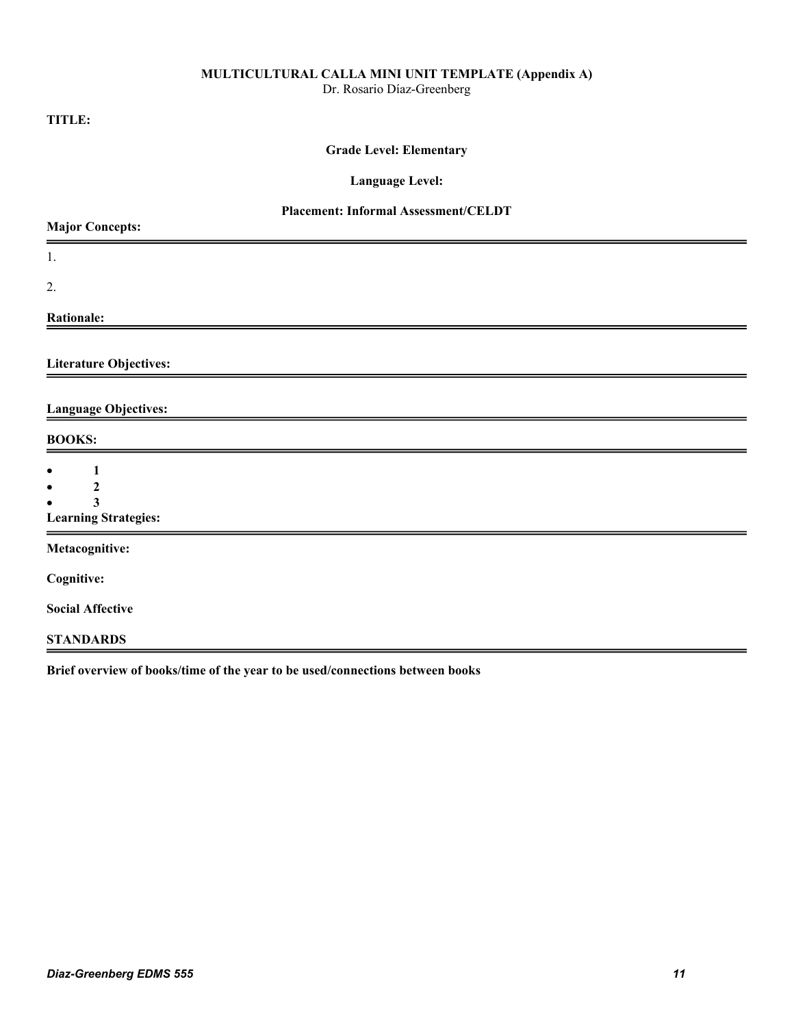**MULTICULTURAL CALLA MINI UNIT TEMPLATE (Appendix A)**
Dr. Rosario Díaz-Greenberg

**TITLE:**

**Grade Level: Elementary**

**Language Level:**

**Placement: Informal Assessment/CELDT**

**Major Concepts:**

---

1.

2.

**Rationale:**

---

**Literature Objectives:**

---

**Language Objectives:**

---

**BOOKS:**

---

- **1**
- **2**
- **3**

**Learning Strategies:**

---

**Metacognitive:**

**Cognitive:**

**Social Affective**

**STANDARDS**

---

**Brief overview of books/time of the year to be used/connections between books**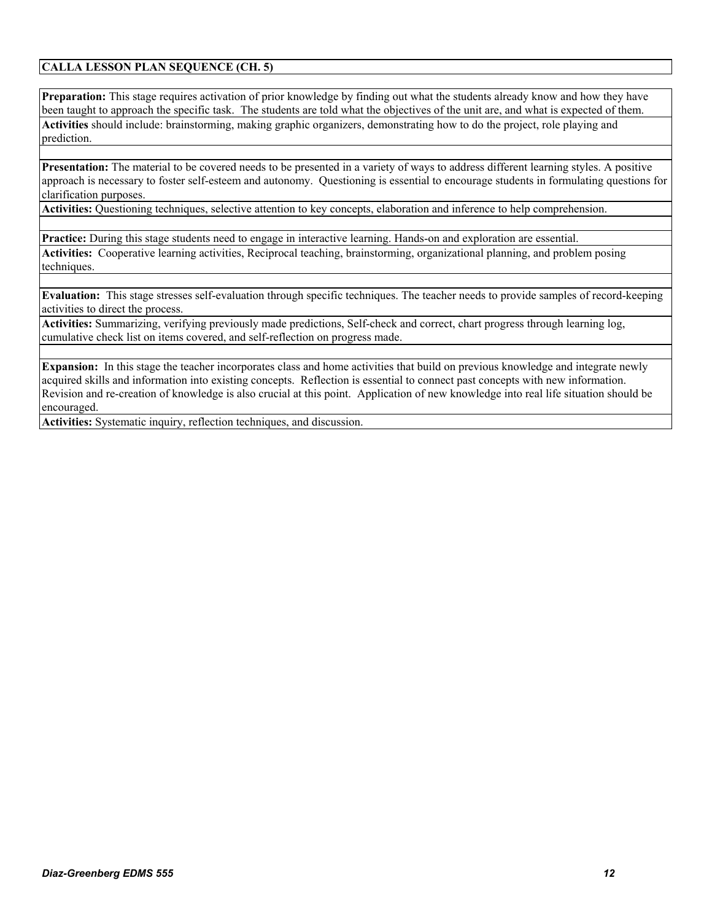## CALLA LESSON PLAN SEQUENCE (CH. 5)

**Preparation:** This stage requires activation of prior knowledge by finding out what the students already know and how they have been taught to approach the specific task. The students are told what the objectives of the unit are, and what is expected of them.

**Activities** should include: brainstorming, making graphic organizers, demonstrating how to do the project, role playing and prediction.

**Presentation:** The material to be covered needs to be presented in a variety of ways to address different learning styles. A positive approach is necessary to foster self-esteem and autonomy. Questioning is essential to encourage students in formulating questions for clarification purposes.

**Activities:** Questioning techniques, selective attention to key concepts, elaboration and inference to help comprehension.

**Practice:** During this stage students need to engage in interactive learning. Hands-on and exploration are essential.

**Activities:** Cooperative learning activities, Reciprocal teaching, brainstorming, organizational planning, and problem posing techniques.

**Evaluation:** This stage stresses self-evaluation through specific techniques. The teacher needs to provide samples of record-keeping activities to direct the process.

**Activities:** Summarizing, verifying previously made predictions, Self-check and correct, chart progress through learning log, cumulative check list on items covered, and self-reflection on progress made.

**Expansion:** In this stage the teacher incorporates class and home activities that build on previous knowledge and integrate newly acquired skills and information into existing concepts. Reflection is essential to connect past concepts with new information. Revision and re-creation of knowledge is also crucial at this point. Application of new knowledge into real life situation should be encouraged.

**Activities:** Systematic inquiry, reflection techniques, and discussion.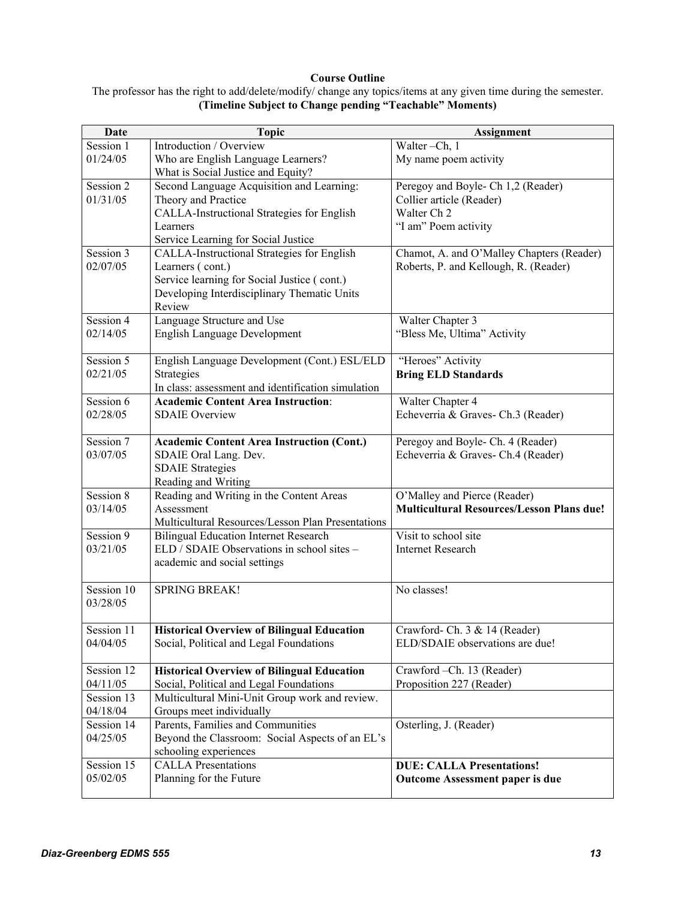**Course Outline**

The professor has the right to add/delete/modify/ change any topics/items at any given time during the semester.

**(Timeline Subject to Change pending "Teachable" Moments)**

| Date | Topic | Assignment |
|---|---|---|
| Session 1 01/24/05 | Introduction / Overview<br>Who are English Language Learners?<br>What is Social Justice and Equity? | Walter –Ch, 1<br>My name poem activity |
| Session 2 01/31/05 | Second Language Acquisition and Learning: Theory and Practice<br>CALLA-Instructional Strategies for English Learners<br>Service Learning for Social Justice | Peregoy and Boyle- Ch 1,2 (Reader)<br>Collier article (Reader)<br>Walter Ch 2<br>"I am" Poem activity |
| Session 3 02/07/05 | CALLA-Instructional Strategies for English Learners ( cont.)<br>Service learning for Social Justice ( cont.)<br>Developing Interdisciplinary Thematic Units Review | Chamot, A. and O'Malley Chapters (Reader)<br>Roberts, P. and Kellough, R. (Reader) |
| Session 4 02/14/05 | Language Structure and Use<br>English Language Development | Walter Chapter 3<br>"Bless Me, Ultima" Activity |
| Session 5 02/21/05 | English Language Development (Cont.) ESL/ELD Strategies<br>In class: assessment and identification simulation | "Heroes" Activity<br>**Bring ELD Standards** |
| Session 6 02/28/05 | **Academic Content Area Instruction**:<br>SDAIE Overview | Walter Chapter 4<br>Echeverria & Graves- Ch.3 (Reader) |
| Session 7 03/07/05 | **Academic Content Area Instruction (Cont.)**<br>SDAIE Oral Lang. Dev.<br>SDAIE Strategies<br>Reading and Writing | Peregoy and Boyle- Ch. 4 (Reader)<br>Echeverria & Graves- Ch.4 (Reader) |
| Session 8 03/14/05 | Reading and Writing in the Content Areas<br>Assessment<br>Multicultural Resources/Lesson Plan Presentations | O'Malley and Pierce (Reader)<br>**Multicultural Resources/Lesson Plans due!** |
| Session 9 03/21/05 | Bilingual Education Internet Research<br>ELD / SDAIE Observations in school sites – academic and social settings | Visit to school site<br>Internet Research |
| Session 10 03/28/05 | SPRING BREAK! | No classes! |
| Session 11 04/04/05 | **Historical Overview of Bilingual Education**<br>Social, Political and Legal Foundations | Crawford- Ch. 3 & 14 (Reader)<br>ELD/SDAIE observations are due! |
| Session 12 04/11/05 | **Historical Overview of Bilingual Education**<br>Social, Political and Legal Foundations | Crawford –Ch. 13 (Reader)<br>Proposition 227 (Reader) |
| Session 13 04/18/04 | Multicultural Mini-Unit Group work and review.<br>Groups meet individually | |
| Session 14 04/25/05 | Parents, Families and Communities<br>Beyond the Classroom: Social Aspects of an EL's schooling experiences | Osterling, J. (Reader) |
| Session 15 05/02/05 | CALLA Presentations<br>Planning for the Future | **DUE: CALLA Presentations!**<br>**Outcome Assessment paper is due** |